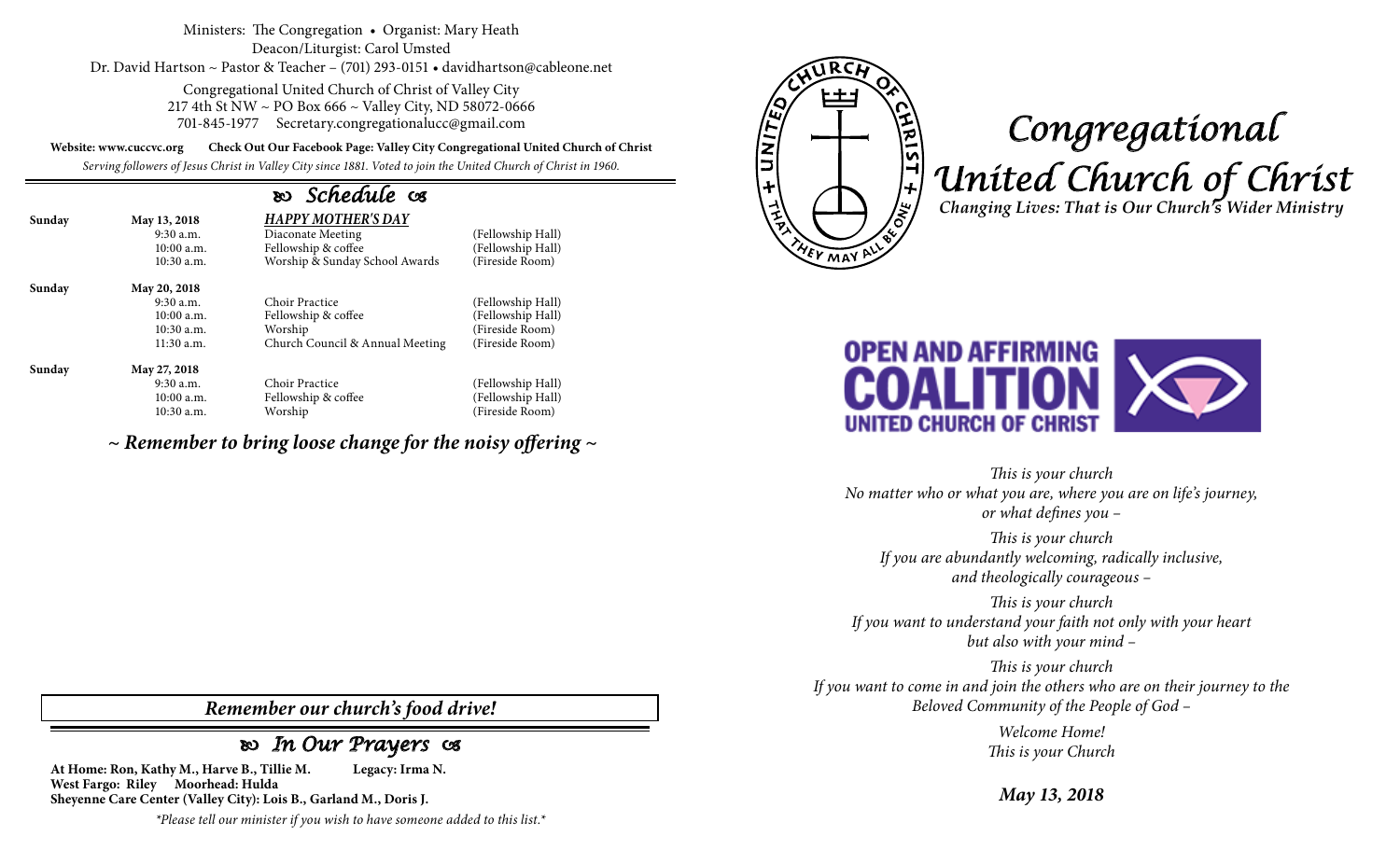Ministers: The Congregation • Organist: Mary Heath
Deacon/Liturgist: Carol Umsted
Dr. David Hartson ~ Pastor & Teacher – (701) 293-0151 • davidhartson@cableone.net

Congregational United Church of Christ of Valley City
217 4th St NW ~ PO Box 666 ~ Valley City, ND 58072-0666
701-845-1977 Secretary.congregationalucc@gmail.com

**Website: www.cuccvc.org** **Check Out Our Facebook Page: Valley City Congregational United Church of Christ**

*Serving followers of Jesus Christ in Valley City since 1881. Voted to join the United Church of Christ in 1960.*

## Schedule

| | | | |
|---|---|---|---|
| **Sunday** | **May 13, 2018** | ***HAPPY MOTHER'S DAY*** | |
| | 9:30 a.m. | Diaconate Meeting | (Fellowship Hall) |
| | 10:00 a.m. | Fellowship & coffee | (Fellowship Hall) |
| | 10:30 a.m. | Worship & Sunday School Awards | (Fireside Room) |
| **Sunday** | **May 20, 2018** | | |
| | 9:30 a.m. | Choir Practice | (Fellowship Hall) |
| | 10:00 a.m. | Fellowship & coffee | (Fellowship Hall) |
| | 10:30 a.m. | Worship | (Fireside Room) |
| | 11:30 a.m. | Church Council & Annual Meeting | (Fireside Room) |
| **Sunday** | **May 27, 2018** | | |
| | 9:30 a.m. | Choir Practice | (Fellowship Hall) |
| | 10:00 a.m. | Fellowship & coffee | (Fellowship Hall) |
| | 10:30 a.m. | Worship | (Fireside Room) |

***~ Remember to bring loose change for the noisy offering ~***

***Remember our church's food drive!***

## In Our Prayers

**At Home: Ron, Kathy M., Harve B., Tillie M.** **Legacy: Irma N.**
**West Fargo: Riley** **Moorhead: Hulda**
**Sheyenne Care Center (Valley City): Lois B., Garland M., Doris J.**

*\*Please tell our minister if you wish to have someone added to this list.\**

# *Congregational United Church of Christ*

***Changing Lives: That is Our Church's Wider Ministry***

**OPEN AND AFFIRMING COALITION**
**UNITED CHURCH OF CHRIST**

*This is your church*
*No matter who or what you are, where you are on life's journey, or what defines you –*

*This is your church*
*If you are abundantly welcoming, radically inclusive, and theologically courageous –*

*This is your church*
*If you want to understand your faith not only with your heart but also with your mind –*

*This is your church*
*If you want to come in and join the others who are on their journey to the Beloved Community of the People of God –*

*Welcome Home!*
*This is your Church*

***May 13, 2018***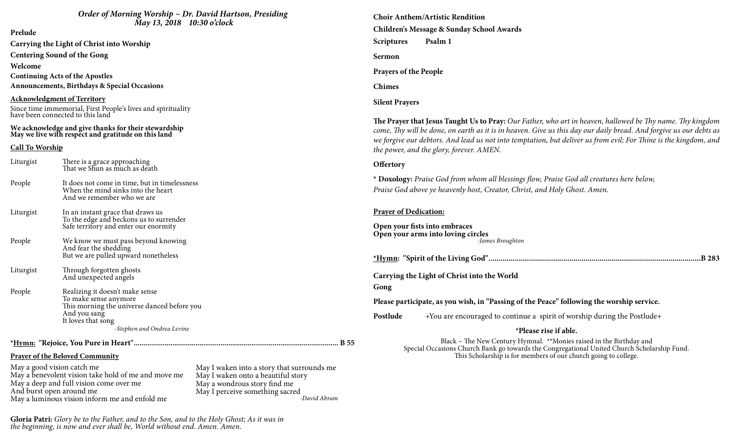## *Order of Morning Worship ~ Dr. David Hartson, Presiding*
## *May 13, 2018 10:30 o'clock*

**Prelude**

**Carrying the Light of Christ into Worship**

**Centering Sound of the Gong**

**Welcome**

**Continuing Acts of the Apostles**

**Announcements, Birthdays & Special Occasions**

**Acknowledgment of Territory**

Since time immemorial, First People's lives and spirituality
have been connected to this land

**We acknowledge and give thanks for their stewardship**
**May we live with respect and gratitude on this land**

**Call To Worship**

| | |
|---|---|
| Liturgist | There is a grace approaching<br>That we Shun as much as death |
| People | It does not come in time, but in timelessness<br>When the mind sinks into the heart<br>And we remember who we are |
| Liturgist | In an instant grace that draws us<br>To the edge and beckons us to surrender<br>Safe territory and enter our enormity |
| People | We know we must pass beyond knowing<br>And fear the shedding<br>But we are pulled upward nonetheless |
| Liturgist | Through forgotten ghosts<br>And unexpected angels |
| People | Realizing it doesn't make sense<br>To make sense anymore<br>This morning the universe danced before you<br>And you sang<br>It loves that song |

*-Stephen and Ondrea Levine*

**\*Hymn: "Rejoice, You Pure in Heart"........................................................................................ B 55**

**Prayer of the Beloved Community**

May a good vision catch me
May a benevolent vision take hold of me and move me
May a deep and full vision come over me
And burst open around me
May a luminous vision inform me and enfold me
May I waken into a story that surrounds me
May I waken onto a beautiful story
May a wondrous story find me
May I perceive something sacred

*-David Abram*

**Gloria Patri:** *Glory be to the Father, and to the Son, and to the Holy Ghost; As it was in the beginning, is now and ever shall be, World without end. Amen. Amen.*

**Choir Anthem/Artistic Rendition**

**Children's Message & Sunday School Awards**

**Scriptures Psalm 1**

**Sermon**

**Prayers of the People**

**Chimes**

**Silent Prayers**

**The Prayer that Jesus Taught Us to Pray:** *Our Father, who art in heaven, hallowed be Thy name. Thy kingdom come, Thy will be done, on earth as it is in heaven. Give us this day our daily bread. And forgive us our debts as we forgive our debtors. And lead us not into temptation, but deliver us from evil; For Thine is the kingdom, and the power, and the glory, forever. AMEN.*

**Offertory**

\* **Doxology:** *Praise God from whom all blessings flow, Praise God all creatures here below,*
*Praise God above ye heavenly host, Creator, Christ, and Holy Ghost. Amen.*

**Prayer of Dedication:**

**Open your fists into embraces**
**Open your arms into loving circles**

*-James Broughton*

**\*Hymn: "Spirit of the Living God"........................................................................................B 283**

**Carrying the Light of Christ into the World**

**Gong**

**Please participate, as you wish, in "Passing of the Peace" following the worship service.**

**Postlude** +You are encouraged to continue a spirit of worship during the Postlude+

**\*Please rise if able.**

Black ~ The New Century Hymnal. \*\*Monies raised in the Birthday and
Special Occasions Church Bank go towards the Congregational United Church Scholarship Fund.
This Scholarship is for members of our church going to college.